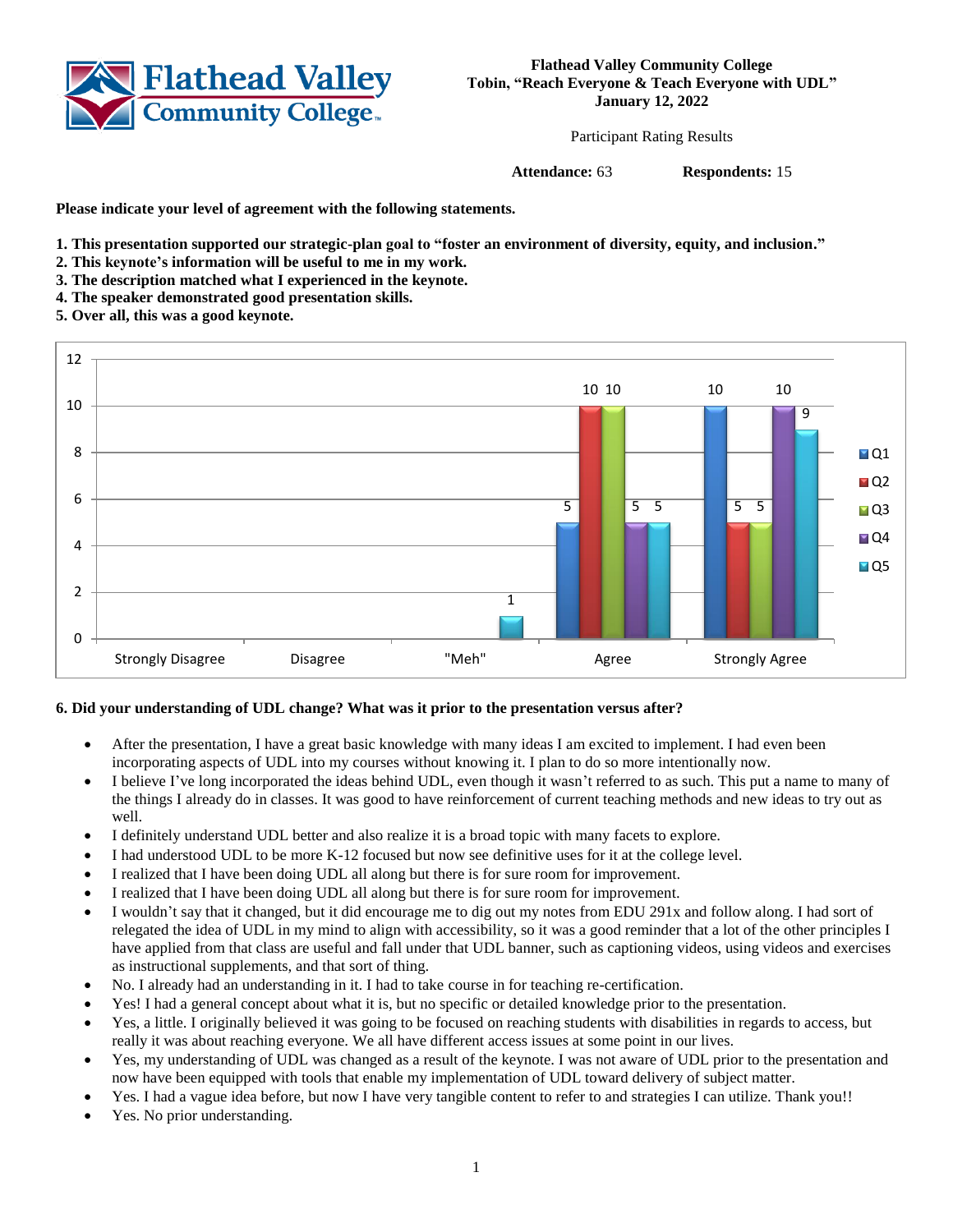**Flathead Valley Community College**
**Tobin, "Reach Everyone & Teach Everyone with UDL"**
**January 12, 2022**

Participant Rating Results

**Attendance:** 63 **Respondents:** 15

**Please indicate your level of agreement with the following statements.**

1. **This presentation supported our strategic-plan goal to "foster an environment of diversity, equity, and inclusion."**
2. **This keynote's information will be useful to me in my work.**
3. **The description matched what I experienced in the keynote.**
4. **The speaker demonstrated good presentation skills.**
5. **Over all, this was a good keynote.**

| | Strongly Disagree | Disagree | "Meh" | Agree | Strongly Agree |
|---|---|---|---|---|---|
| Q1 | | | | 5 | 10 |
| Q2 | | | | 10 | 5 |
| Q3 | | | | 10 | 5 |
| Q4 | | | | 5 | 10 |
| Q5 | | | 1 | 5 | 9 |

**6. Did your understanding of UDL change? What was it prior to the presentation versus after?**

- After the presentation, I have a great basic knowledge with many ideas I am excited to implement. I had even been incorporating aspects of UDL into my courses without knowing it. I plan to do so more intentionally now.
- I believe I've long incorporated the ideas behind UDL, even though it wasn't referred to as such. This put a name to many of the things I already do in classes. It was good to have reinforcement of current teaching methods and new ideas to try out as well.
- I definitely understand UDL better and also realize it is a broad topic with many facets to explore.
- I had understood UDL to be more K-12 focused but now see definitive uses for it at the college level.
- I realized that I have been doing UDL all along but there is for sure room for improvement.
- I realized that I have been doing UDL all along but there is for sure room for improvement.
- I wouldn't say that it changed, but it did encourage me to dig out my notes from EDU 291x and follow along. I had sort of relegated the idea of UDL in my mind to align with accessibility, so it was a good reminder that a lot of the other principles I have applied from that class are useful and fall under that UDL banner, such as captioning videos, using videos and exercises as instructional supplements, and that sort of thing.
- No. I already had an understanding in it. I had to take course in for teaching re-certification.
- Yes! I had a general concept about what it is, but no specific or detailed knowledge prior to the presentation.
- Yes, a little. I originally believed it was going to be focused on reaching students with disabilities in regards to access, but really it was about reaching everyone. We all have different access issues at some point in our lives.
- Yes, my understanding of UDL was changed as a result of the keynote. I was not aware of UDL prior to the presentation and now have been equipped with tools that enable my implementation of UDL toward delivery of subject matter.
- Yes. I had a vague idea before, but now I have very tangible content to refer to and strategies I can utilize. Thank you!!
- Yes. No prior understanding.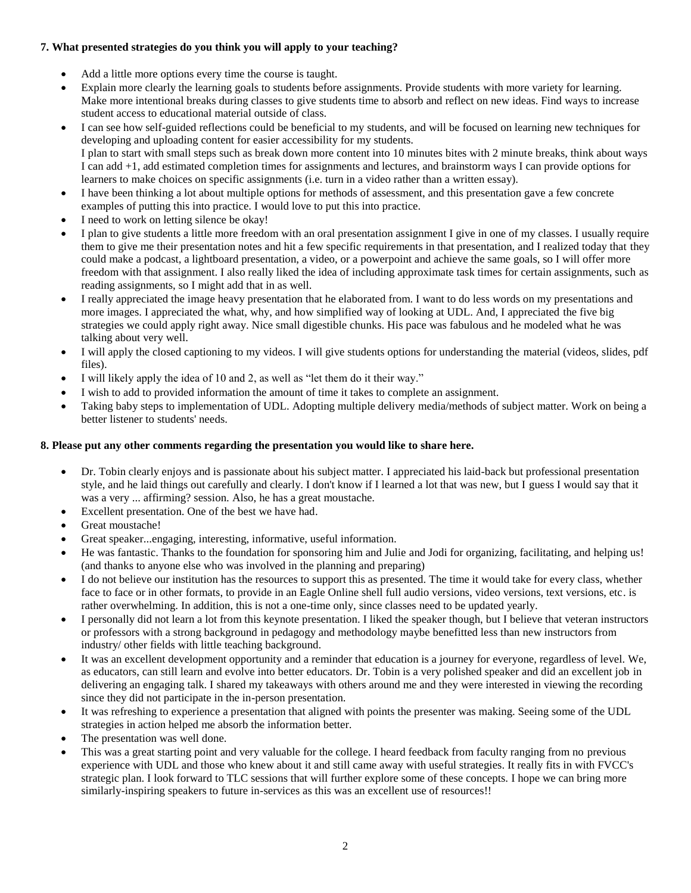**7. What presented strategies do you think you will apply to your teaching?**

- Add a little more options every time the course is taught.
- Explain more clearly the learning goals to students before assignments. Provide students with more variety for learning. Make more intentional breaks during classes to give students time to absorb and reflect on new ideas. Find ways to increase student access to educational material outside of class.
- I can see how self-guided reflections could be beneficial to my students, and will be focused on learning new techniques for developing and uploading content for easier accessibility for my students.
  I plan to start with small steps such as break down more content into 10 minutes bites with 2 minute breaks, think about ways I can add +1, add estimated completion times for assignments and lectures, and brainstorm ways I can provide options for learners to make choices on specific assignments (i.e. turn in a video rather than a written essay).
- I have been thinking a lot about multiple options for methods of assessment, and this presentation gave a few concrete examples of putting this into practice. I would love to put this into practice.
- I need to work on letting silence be okay!
- I plan to give students a little more freedom with an oral presentation assignment I give in one of my classes. I usually require them to give me their presentation notes and hit a few specific requirements in that presentation, and I realized today that they could make a podcast, a lightboard presentation, a video, or a powerpoint and achieve the same goals, so I will offer more freedom with that assignment. I also really liked the idea of including approximate task times for certain assignments, such as reading assignments, so I might add that in as well.
- I really appreciated the image heavy presentation that he elaborated from. I want to do less words on my presentations and more images. I appreciated the what, why, and how simplified way of looking at UDL. And, I appreciated the five big strategies we could apply right away. Nice small digestible chunks. His pace was fabulous and he modeled what he was talking about very well.
- I will apply the closed captioning to my videos. I will give students options for understanding the material (videos, slides, pdf files).
- I will likely apply the idea of 10 and 2, as well as "let them do it their way."
- I wish to add to provided information the amount of time it takes to complete an assignment.
- Taking baby steps to implementation of UDL. Adopting multiple delivery media/methods of subject matter. Work on being a better listener to students' needs.

**8. Please put any other comments regarding the presentation you would like to share here.**

- Dr. Tobin clearly enjoys and is passionate about his subject matter. I appreciated his laid-back but professional presentation style, and he laid things out carefully and clearly. I don't know if I learned a lot that was new, but I guess I would say that it was a very ... affirming? session. Also, he has a great moustache.
- Excellent presentation. One of the best we have had.
- Great moustache!
- Great speaker...engaging, interesting, informative, useful information.
- He was fantastic. Thanks to the foundation for sponsoring him and Julie and Jodi for organizing, facilitating, and helping us! (and thanks to anyone else who was involved in the planning and preparing)
- I do not believe our institution has the resources to support this as presented. The time it would take for every class, whether face to face or in other formats, to provide in an Eagle Online shell full audio versions, video versions, text versions, etc. is rather overwhelming. In addition, this is not a one-time only, since classes need to be updated yearly.
- I personally did not learn a lot from this keynote presentation. I liked the speaker though, but I believe that veteran instructors or professors with a strong background in pedagogy and methodology maybe benefitted less than new instructors from industry/ other fields with little teaching background.
- It was an excellent development opportunity and a reminder that education is a journey for everyone, regardless of level. We, as educators, can still learn and evolve into better educators. Dr. Tobin is a very polished speaker and did an excellent job in delivering an engaging talk. I shared my takeaways with others around me and they were interested in viewing the recording since they did not participate in the in-person presentation.
- It was refreshing to experience a presentation that aligned with points the presenter was making. Seeing some of the UDL strategies in action helped me absorb the information better.
- The presentation was well done.
- This was a great starting point and very valuable for the college. I heard feedback from faculty ranging from no previous experience with UDL and those who knew about it and still came away with useful strategies. It really fits in with FVCC's strategic plan. I look forward to TLC sessions that will further explore some of these concepts. I hope we can bring more similarly-inspiring speakers to future in-services as this was an excellent use of resources!!